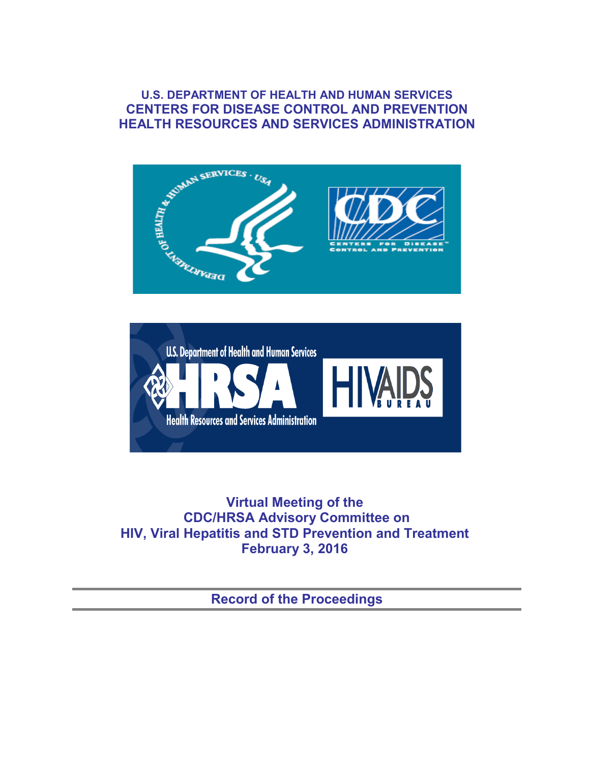**U.S. DEPARTMENT OF HEALTH AND HUMAN SERVICES**
**CENTERS FOR DISEASE CONTROL AND PREVENTION**
**HEALTH RESOURCES AND SERVICES ADMINISTRATION**

# Virtual Meeting of the CDC/HRSA Advisory Committee on HIV, Viral Hepatitis and STD Prevention and Treatment

**February 3, 2016**

---

## Record of the Proceedings

---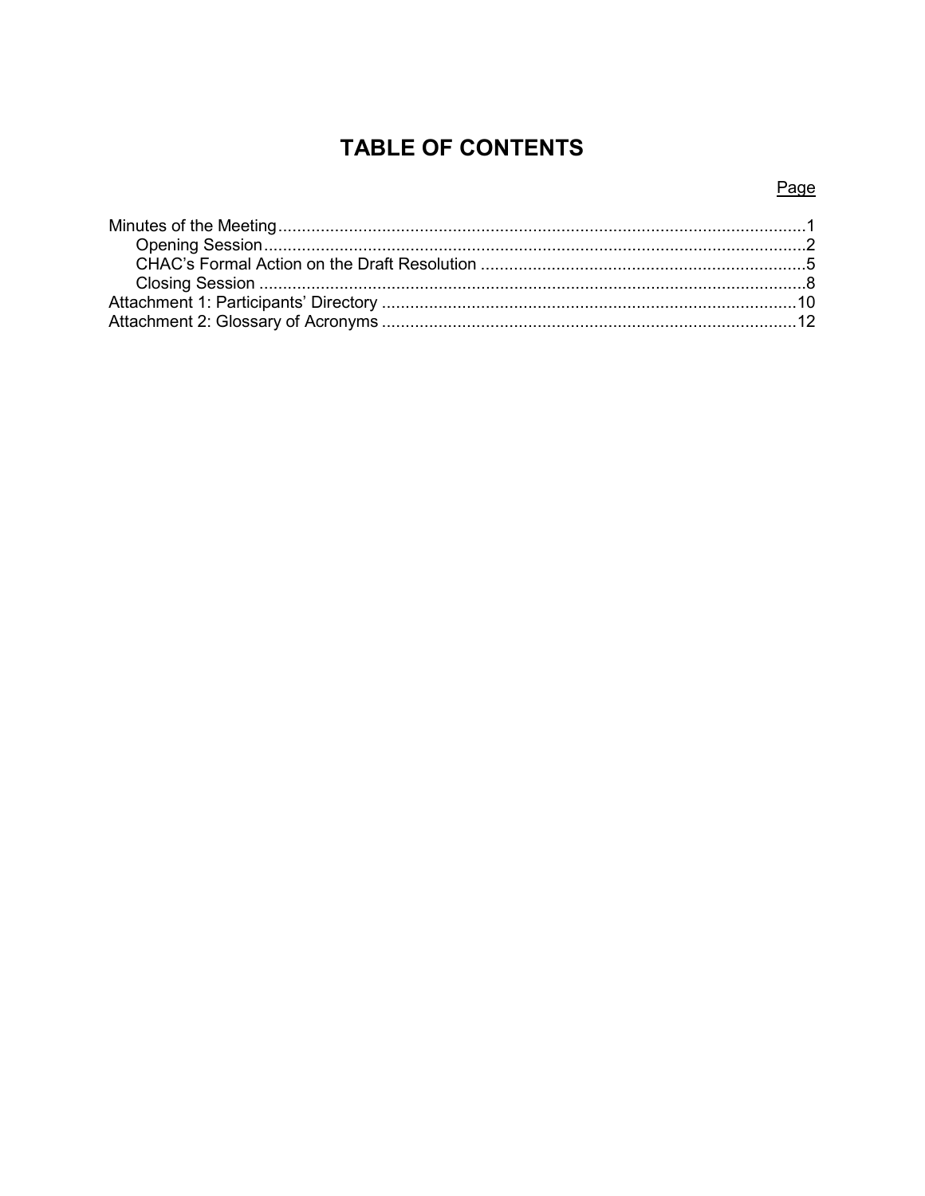# TABLE OF CONTENTS

Page

Minutes of the Meeting ........................................................................................................ 1
  Opening Session ................................................................................................................ 2
  CHAC's Formal Action on the Draft Resolution ................................................................. 5
  Closing Session .................................................................................................................. 8
Attachment 1: Participants' Directory ..................................................................................... 10
Attachment 2: Glossary of Acronyms ..................................................................................... 12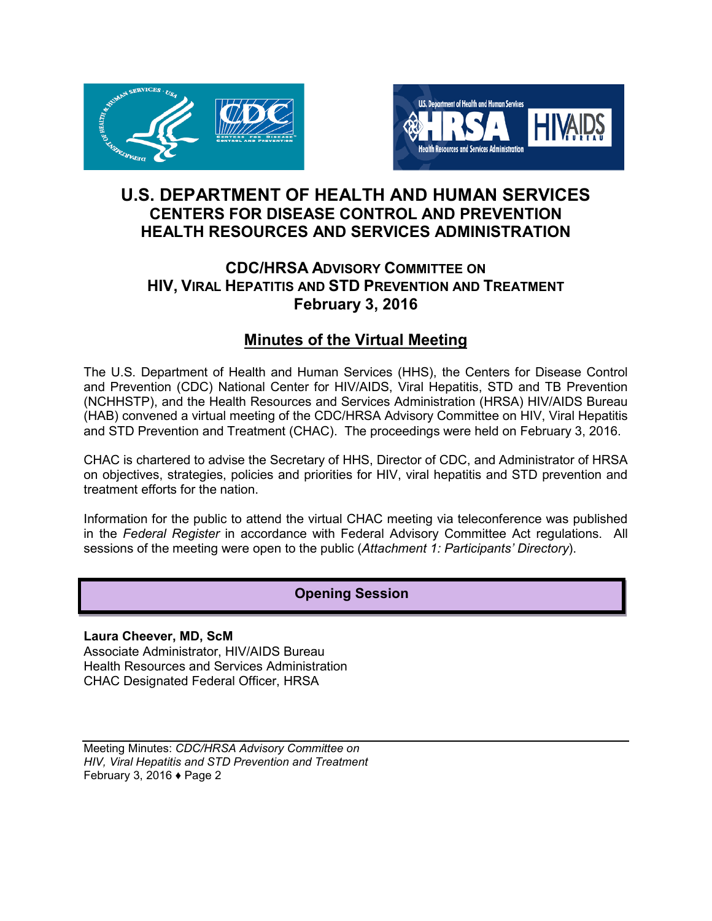# U.S. DEPARTMENT OF HEALTH AND HUMAN SERVICES
## CENTERS FOR DISEASE CONTROL AND PREVENTION
## HEALTH RESOURCES AND SERVICES ADMINISTRATION

### CDC/HRSA ADVISORY COMMITTEE ON HIV, VIRAL HEPATITIS AND STD PREVENTION AND TREATMENT
### February 3, 2016

## Minutes of the Virtual Meeting

The U.S. Department of Health and Human Services (HHS), the Centers for Disease Control and Prevention (CDC) National Center for HIV/AIDS, Viral Hepatitis, STD and TB Prevention (NCHHSTP), and the Health Resources and Services Administration (HRSA) HIV/AIDS Bureau (HAB) convened a virtual meeting of the CDC/HRSA Advisory Committee on HIV, Viral Hepatitis and STD Prevention and Treatment (CHAC). The proceedings were held on February 3, 2016.

CHAC is chartered to advise the Secretary of HHS, Director of CDC, and Administrator of HRSA on objectives, strategies, policies and priorities for HIV, viral hepatitis and STD prevention and treatment efforts for the nation.

Information for the public to attend the virtual CHAC meeting via teleconference was published in the *Federal Register* in accordance with Federal Advisory Committee Act regulations. All sessions of the meeting were open to the public (*Attachment 1: Participants' Directory*).

## Opening Session

**Laura Cheever, MD, ScM**
Associate Administrator, HIV/AIDS Bureau
Health Resources and Services Administration
CHAC Designated Federal Officer, HRSA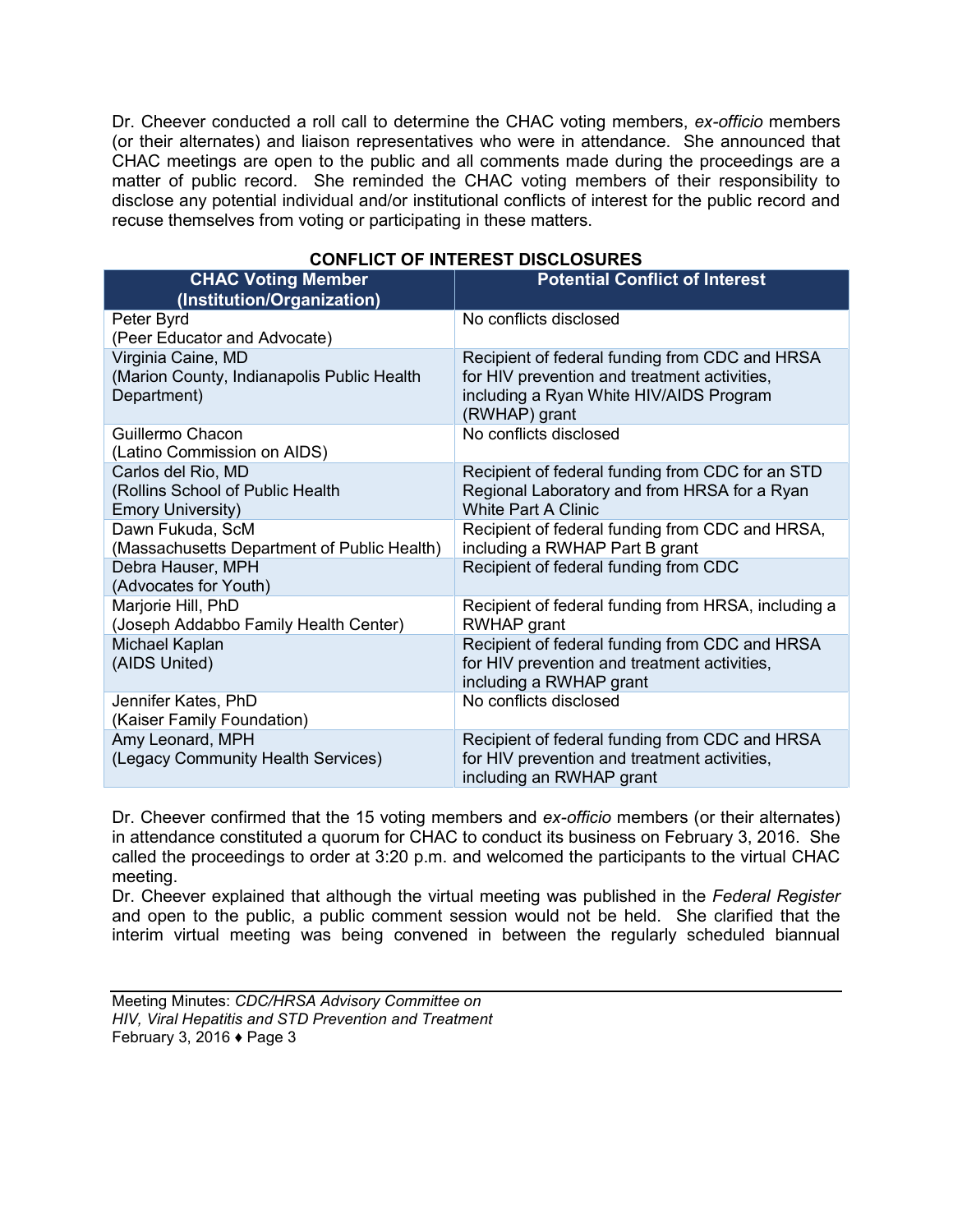Dr. Cheever conducted a roll call to determine the CHAC voting members, *ex-officio* members (or their alternates) and liaison representatives who were in attendance. She announced that CHAC meetings are open to the public and all comments made during the proceedings are a matter of public record. She reminded the CHAC voting members of their responsibility to disclose any potential individual and/or institutional conflicts of interest for the public record and recuse themselves from voting or participating in these matters.

**CONFLICT OF INTEREST DISCLOSURES**

| CHAC Voting Member (Institution/Organization) | Potential Conflict of Interest |
|---|---|
| Peter Byrd<br>(Peer Educator and Advocate) | No conflicts disclosed |
| Virginia Caine, MD<br>(Marion County, Indianapolis Public Health Department) | Recipient of federal funding from CDC and HRSA for HIV prevention and treatment activities, including a Ryan White HIV/AIDS Program (RWHAP) grant |
| Guillermo Chacon<br>(Latino Commission on AIDS) | No conflicts disclosed |
| Carlos del Rio, MD<br>(Rollins School of Public Health Emory University) | Recipient of federal funding from CDC for an STD Regional Laboratory and from HRSA for a Ryan White Part A Clinic |
| Dawn Fukuda, ScM<br>(Massachusetts Department of Public Health) | Recipient of federal funding from CDC and HRSA, including a RWHAP Part B grant |
| Debra Hauser, MPH<br>(Advocates for Youth) | Recipient of federal funding from CDC |
| Marjorie Hill, PhD<br>(Joseph Addabbo Family Health Center) | Recipient of federal funding from HRSA, including a RWHAP grant |
| Michael Kaplan<br>(AIDS United) | Recipient of federal funding from CDC and HRSA for HIV prevention and treatment activities, including a RWHAP grant |
| Jennifer Kates, PhD<br>(Kaiser Family Foundation) | No conflicts disclosed |
| Amy Leonard, MPH<br>(Legacy Community Health Services) | Recipient of federal funding from CDC and HRSA for HIV prevention and treatment activities, including an RWHAP grant |

Dr. Cheever confirmed that the 15 voting members and *ex-officio* members (or their alternates) in attendance constituted a quorum for CHAC to conduct its business on February 3, 2016. She called the proceedings to order at 3:20 p.m. and welcomed the participants to the virtual CHAC meeting.

Dr. Cheever explained that although the virtual meeting was published in the *Federal Register* and open to the public, a public comment session would not be held. She clarified that the interim virtual meeting was being convened in between the regularly scheduled biannual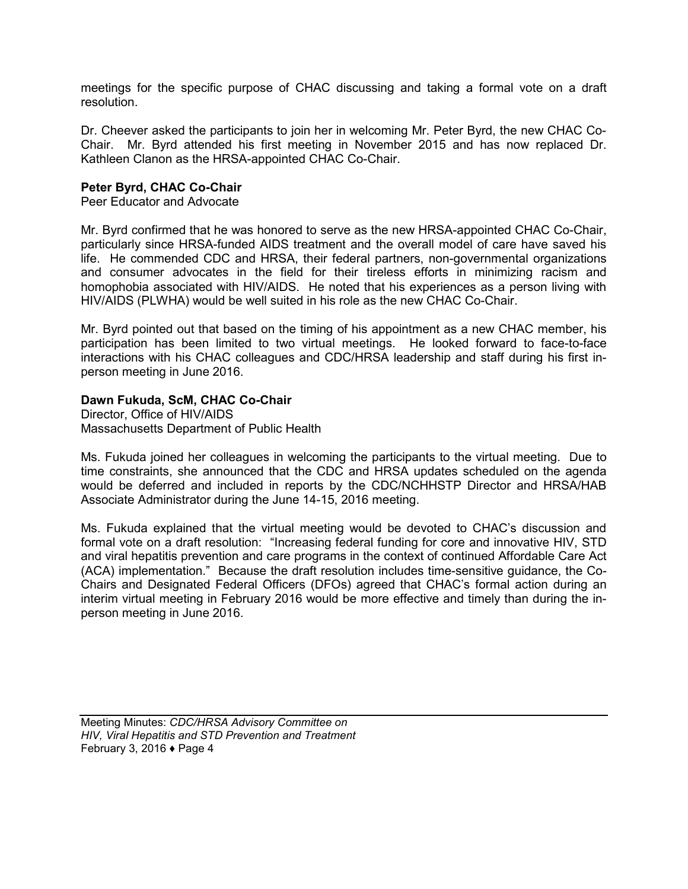meetings for the specific purpose of CHAC discussing and taking a formal vote on a draft resolution.

Dr. Cheever asked the participants to join her in welcoming Mr. Peter Byrd, the new CHAC Co-Chair. Mr. Byrd attended his first meeting in November 2015 and has now replaced Dr. Kathleen Clanon as the HRSA-appointed CHAC Co-Chair.

**Peter Byrd, CHAC Co-Chair**
Peer Educator and Advocate

Mr. Byrd confirmed that he was honored to serve as the new HRSA-appointed CHAC Co-Chair, particularly since HRSA-funded AIDS treatment and the overall model of care have saved his life. He commended CDC and HRSA, their federal partners, non-governmental organizations and consumer advocates in the field for their tireless efforts in minimizing racism and homophobia associated with HIV/AIDS. He noted that his experiences as a person living with HIV/AIDS (PLWHA) would be well suited in his role as the new CHAC Co-Chair.

Mr. Byrd pointed out that based on the timing of his appointment as a new CHAC member, his participation has been limited to two virtual meetings. He looked forward to face-to-face interactions with his CHAC colleagues and CDC/HRSA leadership and staff during his first in-person meeting in June 2016.

**Dawn Fukuda, ScM, CHAC Co-Chair**
Director, Office of HIV/AIDS
Massachusetts Department of Public Health

Ms. Fukuda joined her colleagues in welcoming the participants to the virtual meeting. Due to time constraints, she announced that the CDC and HRSA updates scheduled on the agenda would be deferred and included in reports by the CDC/NCHHSTP Director and HRSA/HAB Associate Administrator during the June 14-15, 2016 meeting.

Ms. Fukuda explained that the virtual meeting would be devoted to CHAC's discussion and formal vote on a draft resolution: "Increasing federal funding for core and innovative HIV, STD and viral hepatitis prevention and care programs in the context of continued Affordable Care Act (ACA) implementation." Because the draft resolution includes time-sensitive guidance, the Co-Chairs and Designated Federal Officers (DFOs) agreed that CHAC's formal action during an interim virtual meeting in February 2016 would be more effective and timely than during the in-person meeting in June 2016.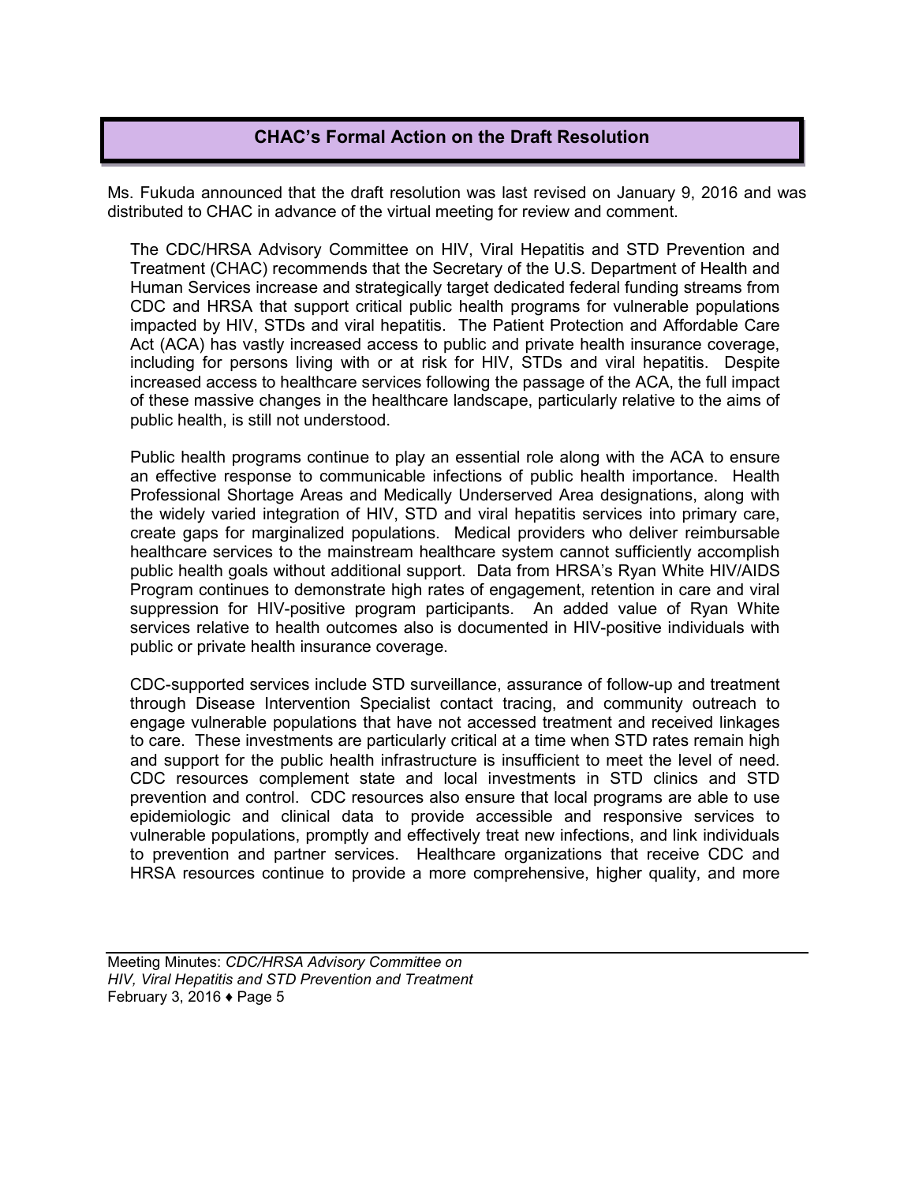## CHAC's Formal Action on the Draft Resolution

Ms. Fukuda announced that the draft resolution was last revised on January 9, 2016 and was distributed to CHAC in advance of the virtual meeting for review and comment.

> The CDC/HRSA Advisory Committee on HIV, Viral Hepatitis and STD Prevention and Treatment (CHAC) recommends that the Secretary of the U.S. Department of Health and Human Services increase and strategically target dedicated federal funding streams from CDC and HRSA that support critical public health programs for vulnerable populations impacted by HIV, STDs and viral hepatitis. The Patient Protection and Affordable Care Act (ACA) has vastly increased access to public and private health insurance coverage, including for persons living with or at risk for HIV, STDs and viral hepatitis. Despite increased access to healthcare services following the passage of the ACA, the full impact of these massive changes in the healthcare landscape, particularly relative to the aims of public health, is still not understood.
>
> Public health programs continue to play an essential role along with the ACA to ensure an effective response to communicable infections of public health importance. Health Professional Shortage Areas and Medically Underserved Area designations, along with the widely varied integration of HIV, STD and viral hepatitis services into primary care, create gaps for marginalized populations. Medical providers who deliver reimbursable healthcare services to the mainstream healthcare system cannot sufficiently accomplish public health goals without additional support. Data from HRSA's Ryan White HIV/AIDS Program continues to demonstrate high rates of engagement, retention in care and viral suppression for HIV-positive program participants. An added value of Ryan White services relative to health outcomes also is documented in HIV-positive individuals with public or private health insurance coverage.
>
> CDC-supported services include STD surveillance, assurance of follow-up and treatment through Disease Intervention Specialist contact tracing, and community outreach to engage vulnerable populations that have not accessed treatment and received linkages to care. These investments are particularly critical at a time when STD rates remain high and support for the public health infrastructure is insufficient to meet the level of need. CDC resources complement state and local investments in STD clinics and STD prevention and control. CDC resources also ensure that local programs are able to use epidemiologic and clinical data to provide accessible and responsive services to vulnerable populations, promptly and effectively treat new infections, and link individuals to prevention and partner services. Healthcare organizations that receive CDC and HRSA resources continue to provide a more comprehensive, higher quality, and more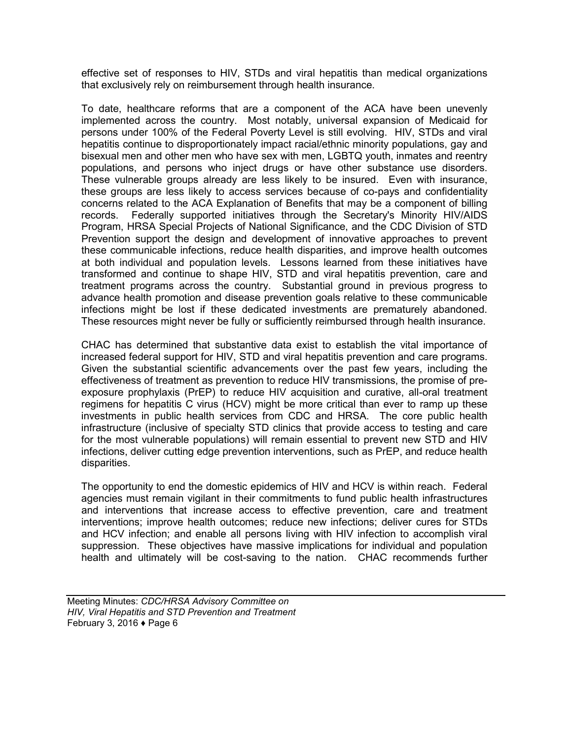effective set of responses to HIV, STDs and viral hepatitis than medical organizations that exclusively rely on reimbursement through health insurance.

To date, healthcare reforms that are a component of the ACA have been unevenly implemented across the country. Most notably, universal expansion of Medicaid for persons under 100% of the Federal Poverty Level is still evolving. HIV, STDs and viral hepatitis continue to disproportionately impact racial/ethnic minority populations, gay and bisexual men and other men who have sex with men, LGBTQ youth, inmates and reentry populations, and persons who inject drugs or have other substance use disorders. These vulnerable groups already are less likely to be insured. Even with insurance, these groups are less likely to access services because of co-pays and confidentiality concerns related to the ACA Explanation of Benefits that may be a component of billing records. Federally supported initiatives through the Secretary's Minority HIV/AIDS Program, HRSA Special Projects of National Significance, and the CDC Division of STD Prevention support the design and development of innovative approaches to prevent these communicable infections, reduce health disparities, and improve health outcomes at both individual and population levels. Lessons learned from these initiatives have transformed and continue to shape HIV, STD and viral hepatitis prevention, care and treatment programs across the country. Substantial ground in previous progress to advance health promotion and disease prevention goals relative to these communicable infections might be lost if these dedicated investments are prematurely abandoned. These resources might never be fully or sufficiently reimbursed through health insurance.

CHAC has determined that substantive data exist to establish the vital importance of increased federal support for HIV, STD and viral hepatitis prevention and care programs. Given the substantial scientific advancements over the past few years, including the effectiveness of treatment as prevention to reduce HIV transmissions, the promise of pre-exposure prophylaxis (PrEP) to reduce HIV acquisition and curative, all-oral treatment regimens for hepatitis C virus (HCV) might be more critical than ever to ramp up these investments in public health services from CDC and HRSA. The core public health infrastructure (inclusive of specialty STD clinics that provide access to testing and care for the most vulnerable populations) will remain essential to prevent new STD and HIV infections, deliver cutting edge prevention interventions, such as PrEP, and reduce health disparities.

The opportunity to end the domestic epidemics of HIV and HCV is within reach. Federal agencies must remain vigilant in their commitments to fund public health infrastructures and interventions that increase access to effective prevention, care and treatment interventions; improve health outcomes; reduce new infections; deliver cures for STDs and HCV infection; and enable all persons living with HIV infection to accomplish viral suppression. These objectives have massive implications for individual and population health and ultimately will be cost-saving to the nation. CHAC recommends further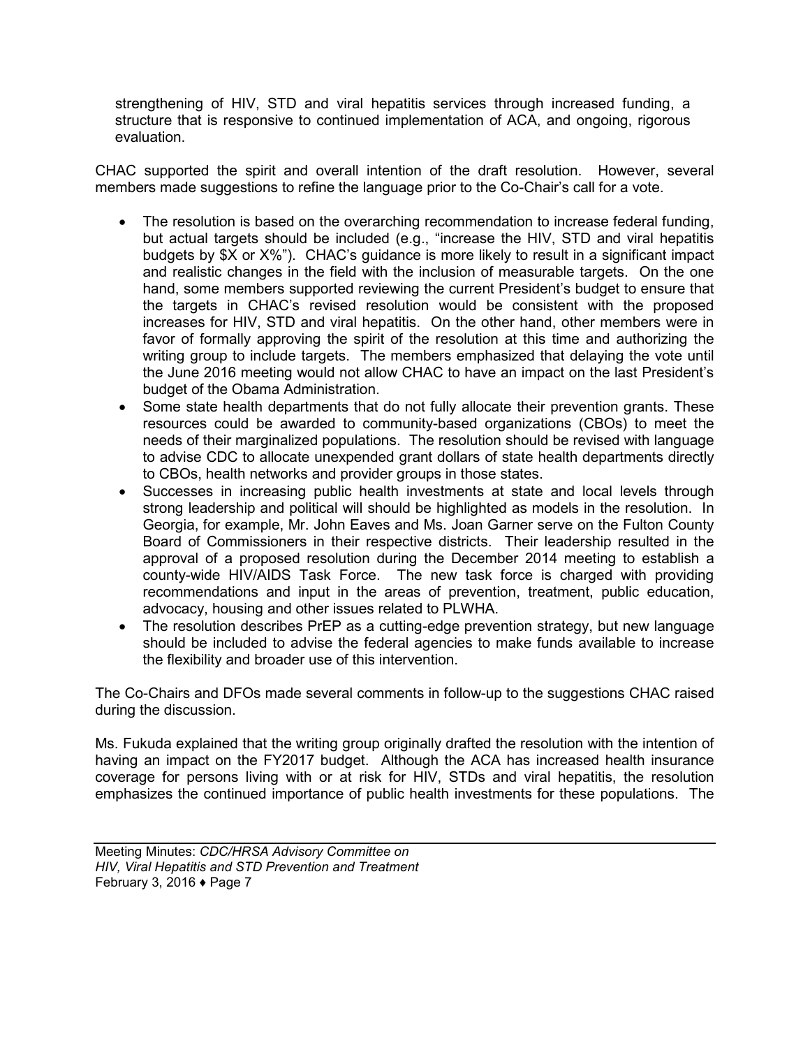strengthening of HIV, STD and viral hepatitis services through increased funding, a structure that is responsive to continued implementation of ACA, and ongoing, rigorous evaluation.

CHAC supported the spirit and overall intention of the draft resolution. However, several members made suggestions to refine the language prior to the Co-Chair's call for a vote.

- The resolution is based on the overarching recommendation to increase federal funding, but actual targets should be included (e.g., "increase the HIV, STD and viral hepatitis budgets by $X or X%"). CHAC's guidance is more likely to result in a significant impact and realistic changes in the field with the inclusion of measurable targets. On the one hand, some members supported reviewing the current President's budget to ensure that the targets in CHAC's revised resolution would be consistent with the proposed increases for HIV, STD and viral hepatitis. On the other hand, other members were in favor of formally approving the spirit of the resolution at this time and authorizing the writing group to include targets. The members emphasized that delaying the vote until the June 2016 meeting would not allow CHAC to have an impact on the last President's budget of the Obama Administration.
- Some state health departments that do not fully allocate their prevention grants. These resources could be awarded to community-based organizations (CBOs) to meet the needs of their marginalized populations. The resolution should be revised with language to advise CDC to allocate unexpended grant dollars of state health departments directly to CBOs, health networks and provider groups in those states.
- Successes in increasing public health investments at state and local levels through strong leadership and political will should be highlighted as models in the resolution. In Georgia, for example, Mr. John Eaves and Ms. Joan Garner serve on the Fulton County Board of Commissioners in their respective districts. Their leadership resulted in the approval of a proposed resolution during the December 2014 meeting to establish a county-wide HIV/AIDS Task Force. The new task force is charged with providing recommendations and input in the areas of prevention, treatment, public education, advocacy, housing and other issues related to PLWHA.
- The resolution describes PrEP as a cutting-edge prevention strategy, but new language should be included to advise the federal agencies to make funds available to increase the flexibility and broader use of this intervention.

The Co-Chairs and DFOs made several comments in follow-up to the suggestions CHAC raised during the discussion.

Ms. Fukuda explained that the writing group originally drafted the resolution with the intention of having an impact on the FY2017 budget. Although the ACA has increased health insurance coverage for persons living with or at risk for HIV, STDs and viral hepatitis, the resolution emphasizes the continued importance of public health investments for these populations. The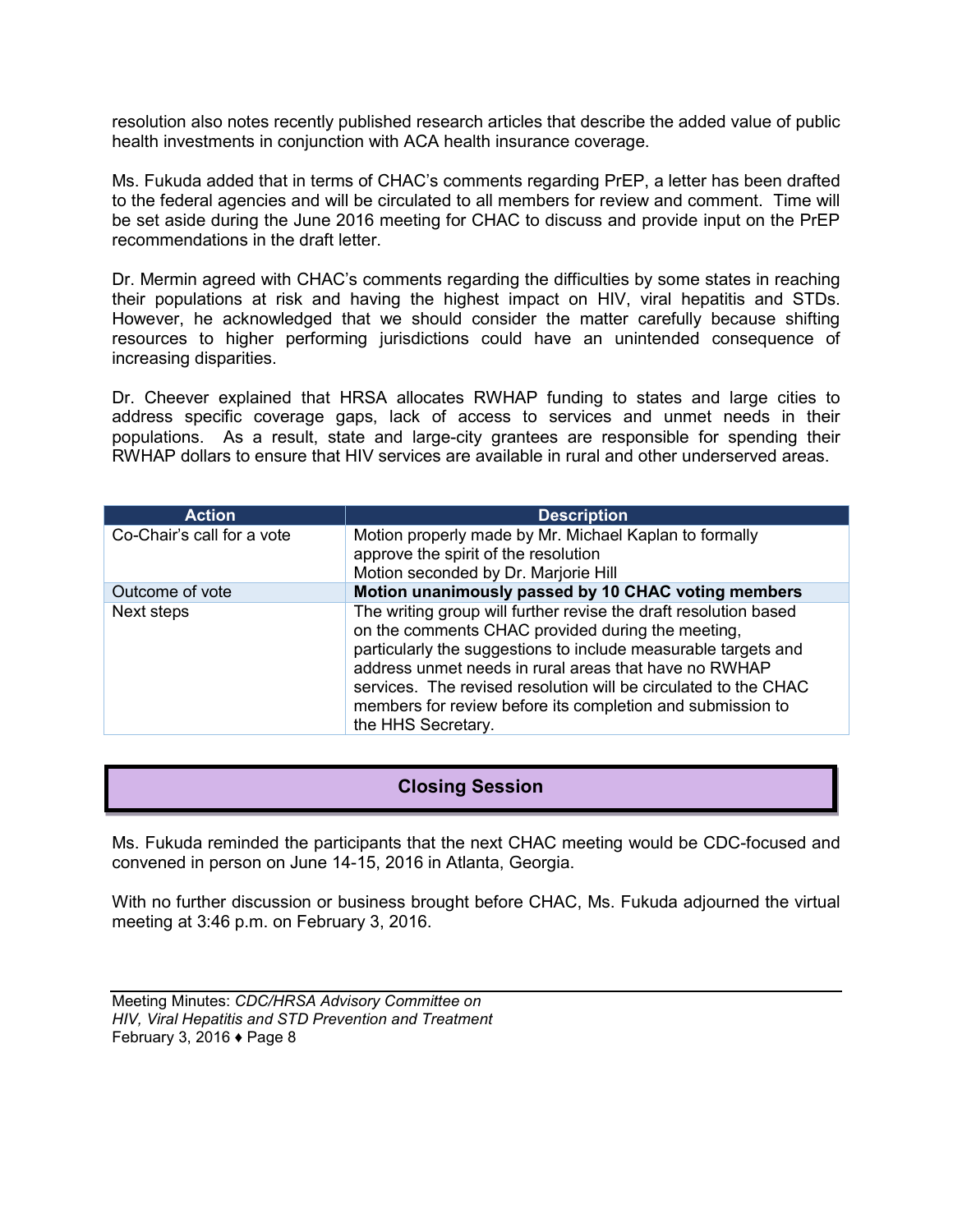resolution also notes recently published research articles that describe the added value of public health investments in conjunction with ACA health insurance coverage.

Ms. Fukuda added that in terms of CHAC's comments regarding PrEP, a letter has been drafted to the federal agencies and will be circulated to all members for review and comment. Time will be set aside during the June 2016 meeting for CHAC to discuss and provide input on the PrEP recommendations in the draft letter.

Dr. Mermin agreed with CHAC's comments regarding the difficulties by some states in reaching their populations at risk and having the highest impact on HIV, viral hepatitis and STDs. However, he acknowledged that we should consider the matter carefully because shifting resources to higher performing jurisdictions could have an unintended consequence of increasing disparities.

Dr. Cheever explained that HRSA allocates RWHAP funding to states and large cities to address specific coverage gaps, lack of access to services and unmet needs in their populations. As a result, state and large-city grantees are responsible for spending their RWHAP dollars to ensure that HIV services are available in rural and other underserved areas.

| Action | Description |
| --- | --- |
| Co-Chair's call for a vote | Motion properly made by Mr. Michael Kaplan to formally approve the spirit of the resolution<br>Motion seconded by Dr. Marjorie Hill |
| Outcome of vote | **Motion unanimously passed by 10 CHAC voting members** |
| Next steps | The writing group will further revise the draft resolution based on the comments CHAC provided during the meeting, particularly the suggestions to include measurable targets and address unmet needs in rural areas that have no RWHAP services. The revised resolution will be circulated to the CHAC members for review before its completion and submission to the HHS Secretary. |

## Closing Session

Ms. Fukuda reminded the participants that the next CHAC meeting would be CDC-focused and convened in person on June 14-15, 2016 in Atlanta, Georgia.

With no further discussion or business brought before CHAC, Ms. Fukuda adjourned the virtual meeting at 3:46 p.m. on February 3, 2016.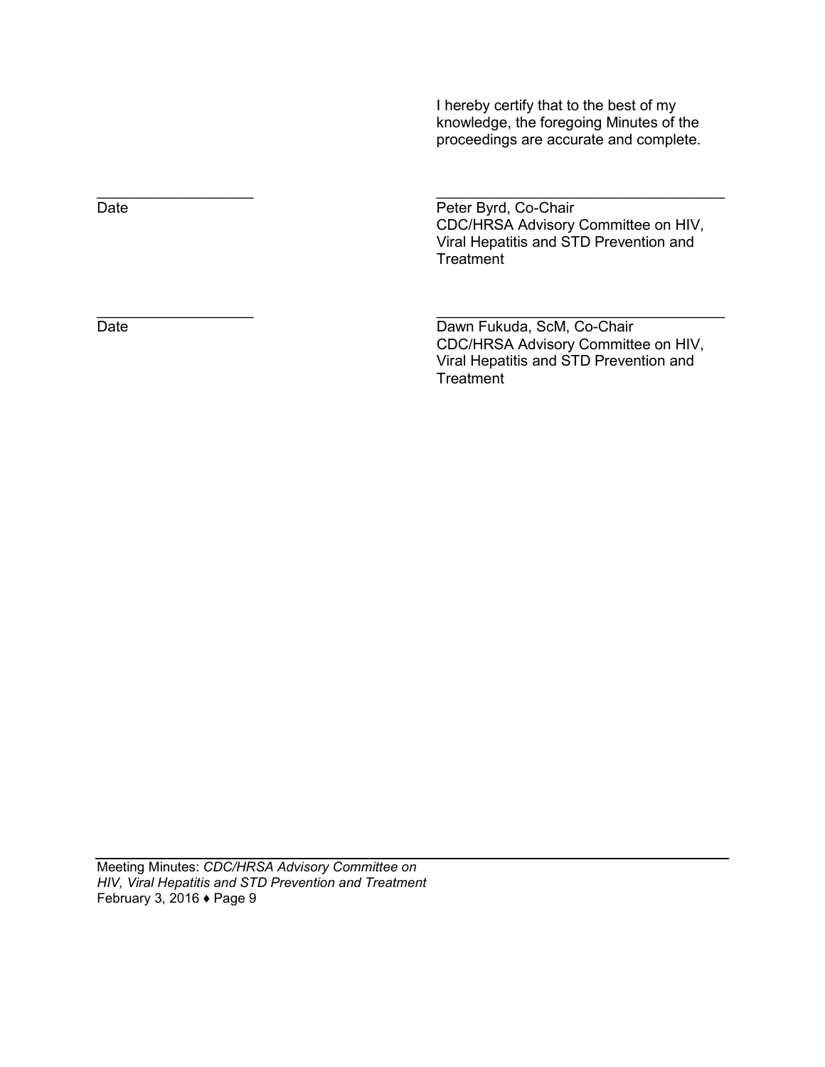I hereby certify that to the best of my knowledge, the foregoing Minutes of the proceedings are accurate and complete.

\_\_\_\_\_\_\_\_\_\_\_\_\_\_\_\_\_\_\_\_ \_\_\_\_\_\_\_\_\_\_\_\_\_\_\_\_\_\_\_\_\_\_\_\_\_\_\_\_\_\_\_\_\_\_\_\_\_\_

Date

Peter Byrd, Co-Chair
CDC/HRSA Advisory Committee on HIV, Viral Hepatitis and STD Prevention and Treatment

\_\_\_\_\_\_\_\_\_\_\_\_\_\_\_\_\_\_\_\_ \_\_\_\_\_\_\_\_\_\_\_\_\_\_\_\_\_\_\_\_\_\_\_\_\_\_\_\_\_\_\_\_\_\_\_\_\_\_

Date

Dawn Fukuda, ScM, Co-Chair
CDC/HRSA Advisory Committee on HIV, Viral Hepatitis and STD Prevention and Treatment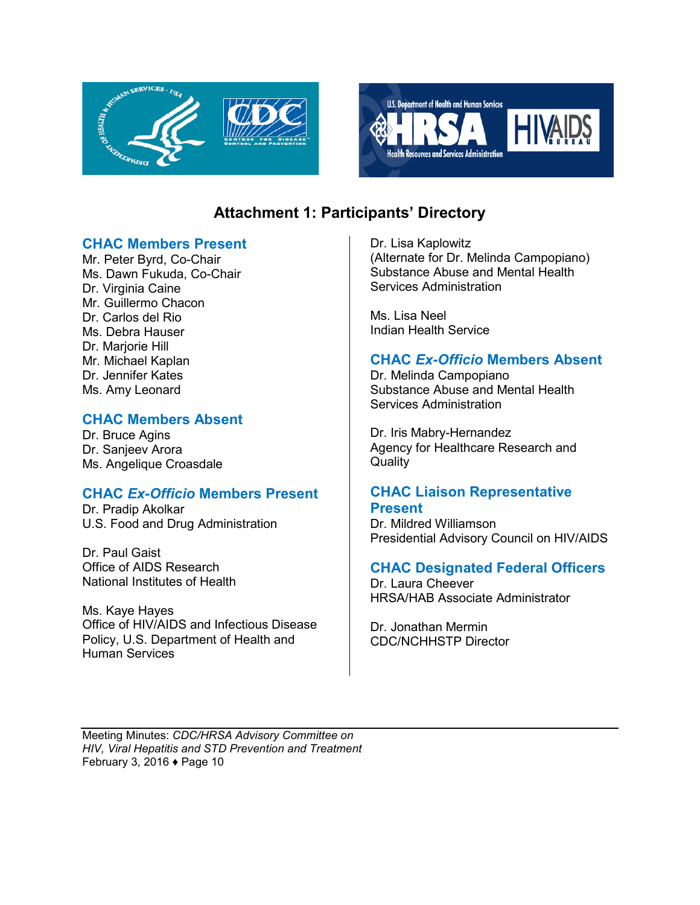# Attachment 1: Participants' Directory

## CHAC Members Present

Mr. Peter Byrd, Co-Chair
Ms. Dawn Fukuda, Co-Chair
Dr. Virginia Caine
Mr. Guillermo Chacon
Dr. Carlos del Rio
Ms. Debra Hauser
Dr. Marjorie Hill
Mr. Michael Kaplan
Dr. Jennifer Kates
Ms. Amy Leonard

## CHAC Members Absent

Dr. Bruce Agins
Dr. Sanjeev Arora
Ms. Angelique Croasdale

## CHAC *Ex-Officio* Members Present

Dr. Pradip Akolkar
U.S. Food and Drug Administration

Dr. Paul Gaist
Office of AIDS Research
National Institutes of Health

Ms. Kaye Hayes
Office of HIV/AIDS and Infectious Disease Policy, U.S. Department of Health and Human Services

Dr. Lisa Kaplowitz
(Alternate for Dr. Melinda Campopiano)
Substance Abuse and Mental Health Services Administration

Ms. Lisa Neel
Indian Health Service

## CHAC *Ex-Officio* Members Absent

Dr. Melinda Campopiano
Substance Abuse and Mental Health Services Administration

Dr. Iris Mabry-Hernandez
Agency for Healthcare Research and Quality

## CHAC Liaison Representative Present

Dr. Mildred Williamson
Presidential Advisory Council on HIV/AIDS

## CHAC Designated Federal Officers

Dr. Laura Cheever
HRSA/HAB Associate Administrator

Dr. Jonathan Mermin
CDC/NCHHSTP Director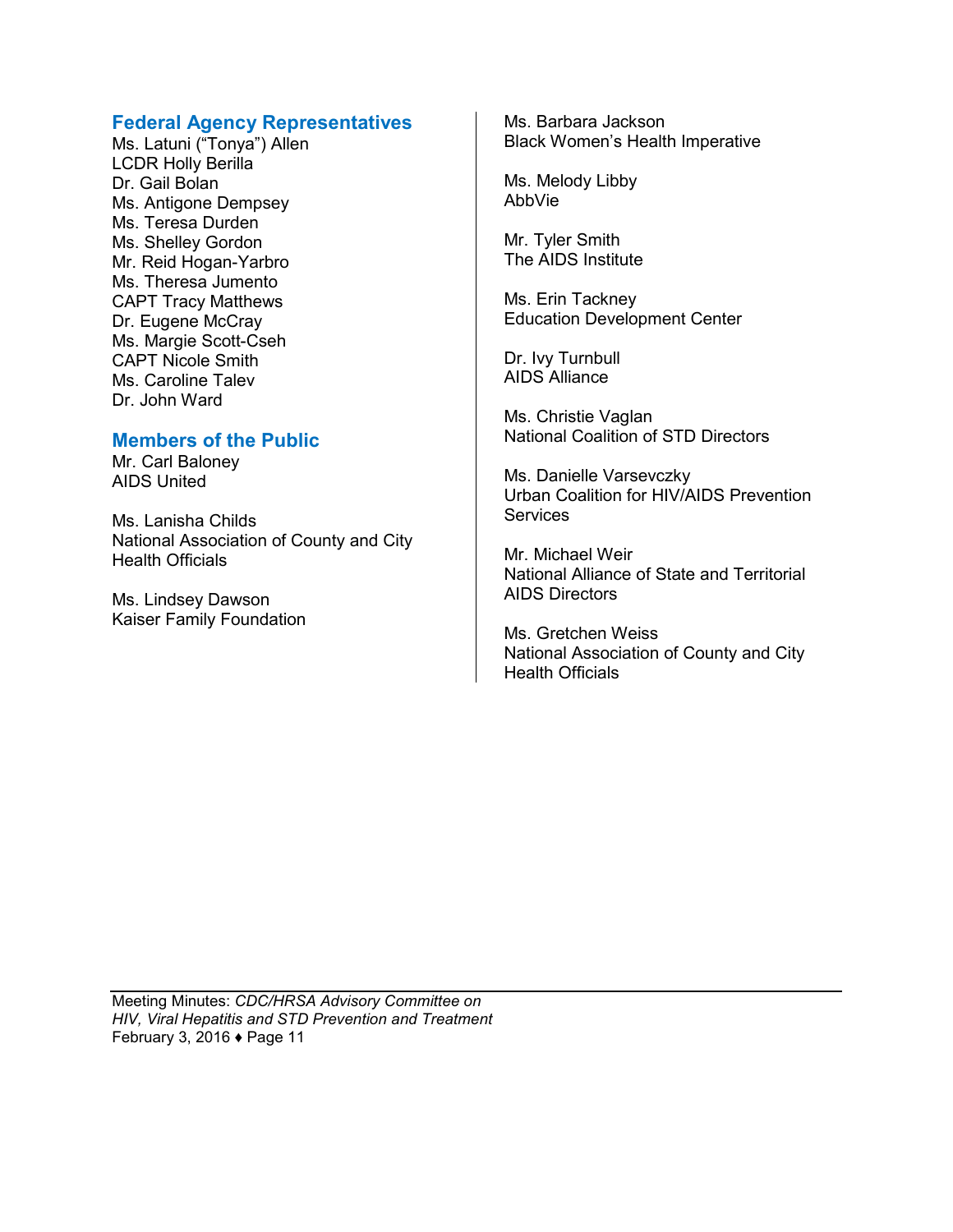## Federal Agency Representatives

Ms. Latuni ("Tonya") Allen
LCDR Holly Berilla
Dr. Gail Bolan
Ms. Antigone Dempsey
Ms. Teresa Durden
Ms. Shelley Gordon
Mr. Reid Hogan-Yarbro
Ms. Theresa Jumento
CAPT Tracy Matthews
Dr. Eugene McCray
Ms. Margie Scott-Cseh
CAPT Nicole Smith
Ms. Caroline Talev
Dr. John Ward

## Members of the Public

Mr. Carl Baloney
AIDS United

Ms. Lanisha Childs
National Association of County and City Health Officials

Ms. Lindsey Dawson
Kaiser Family Foundation

Ms. Barbara Jackson
Black Women's Health Imperative

Ms. Melody Libby
AbbVie

Mr. Tyler Smith
The AIDS Institute

Ms. Erin Tackney
Education Development Center

Dr. Ivy Turnbull
AIDS Alliance

Ms. Christie Vaglan
National Coalition of STD Directors

Ms. Danielle Varsevczky
Urban Coalition for HIV/AIDS Prevention Services

Mr. Michael Weir
National Alliance of State and Territorial AIDS Directors

Ms. Gretchen Weiss
National Association of County and City Health Officials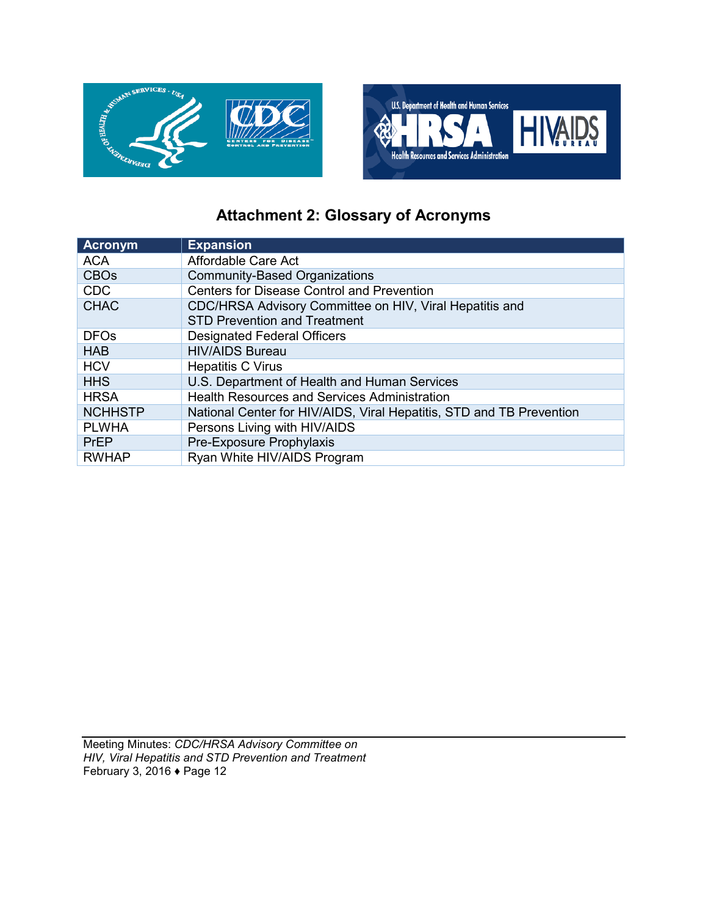## Attachment 2: Glossary of Acronyms

| Acronym | Expansion |
|---|---|
| ACA | Affordable Care Act |
| CBOs | Community-Based Organizations |
| CDC | Centers for Disease Control and Prevention |
| CHAC | CDC/HRSA Advisory Committee on HIV, Viral Hepatitis and STD Prevention and Treatment |
| DFOs | Designated Federal Officers |
| HAB | HIV/AIDS Bureau |
| HCV | Hepatitis C Virus |
| HHS | U.S. Department of Health and Human Services |
| HRSA | Health Resources and Services Administration |
| NCHHSTP | National Center for HIV/AIDS, Viral Hepatitis, STD and TB Prevention |
| PLWHA | Persons Living with HIV/AIDS |
| PrEP | Pre-Exposure Prophylaxis |
| RWHAP | Ryan White HIV/AIDS Program |